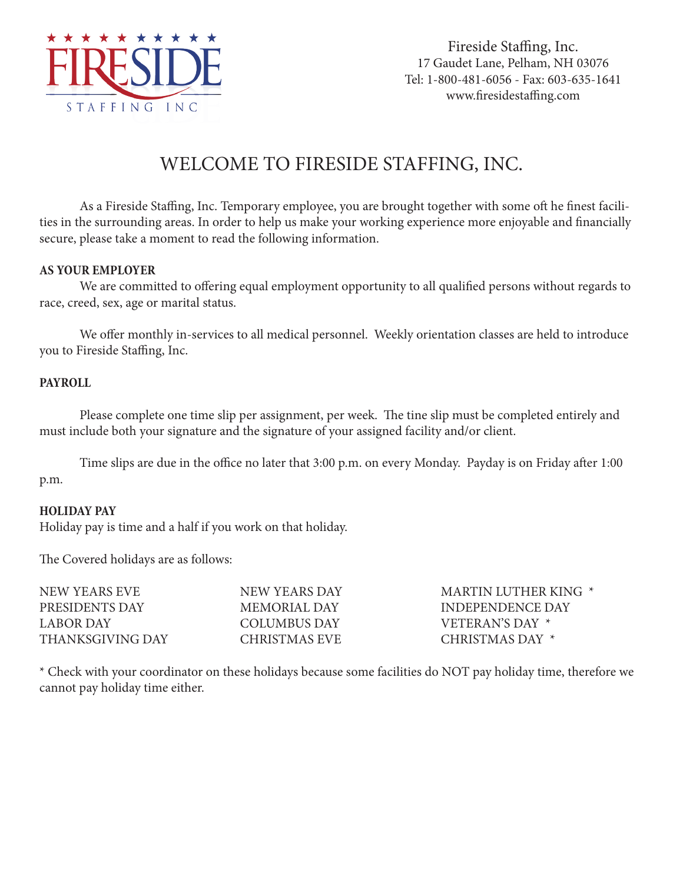**FIRESIDE** STAFFING INC

Fireside Staffing, Inc.
17 Gaudet Lane, Pelham, NH 03076
Tel: 1-800-481-6056 - Fax: 603-635-1641
www.firesidestaffing.com

# WELCOME TO FIRESIDE STAFFING, INC.

As a Fireside Staffing, Inc. Temporary employee, you are brought together with some oft he finest facilities in the surrounding areas. In order to help us make your working experience more enjoyable and financially secure, please take a moment to read the following information.

**AS YOUR EMPLOYER**

We are committed to offering equal employment opportunity to all qualified persons without regards to race, creed, sex, age or marital status.

We offer monthly in-services to all medical personnel. Weekly orientation classes are held to introduce you to Fireside Staffing, Inc.

**PAYROLL**

Please complete one time slip per assignment, per week. The tine slip must be completed entirely and must include both your signature and the signature of your assigned facility and/or client.

Time slips are due in the office no later that 3:00 p.m. on every Monday. Payday is on Friday after 1:00 p.m.

**HOLIDAY PAY**

Holiday pay is time and a half if you work on that holiday.

The Covered holidays are as follows:

| | | |
|---|---|---|
| NEW YEARS EVE | NEW YEARS DAY | MARTIN LUTHER KING * |
| PRESIDENTS DAY | MEMORIAL DAY | INDEPENDENCE DAY |
| LABOR DAY | COLUMBUS DAY | VETERAN'S DAY * |
| THANKSGIVING DAY | CHRISTMAS EVE | CHRISTMAS DAY * |

* Check with your coordinator on these holidays because some facilities do NOT pay holiday time, therefore we cannot pay holiday time either.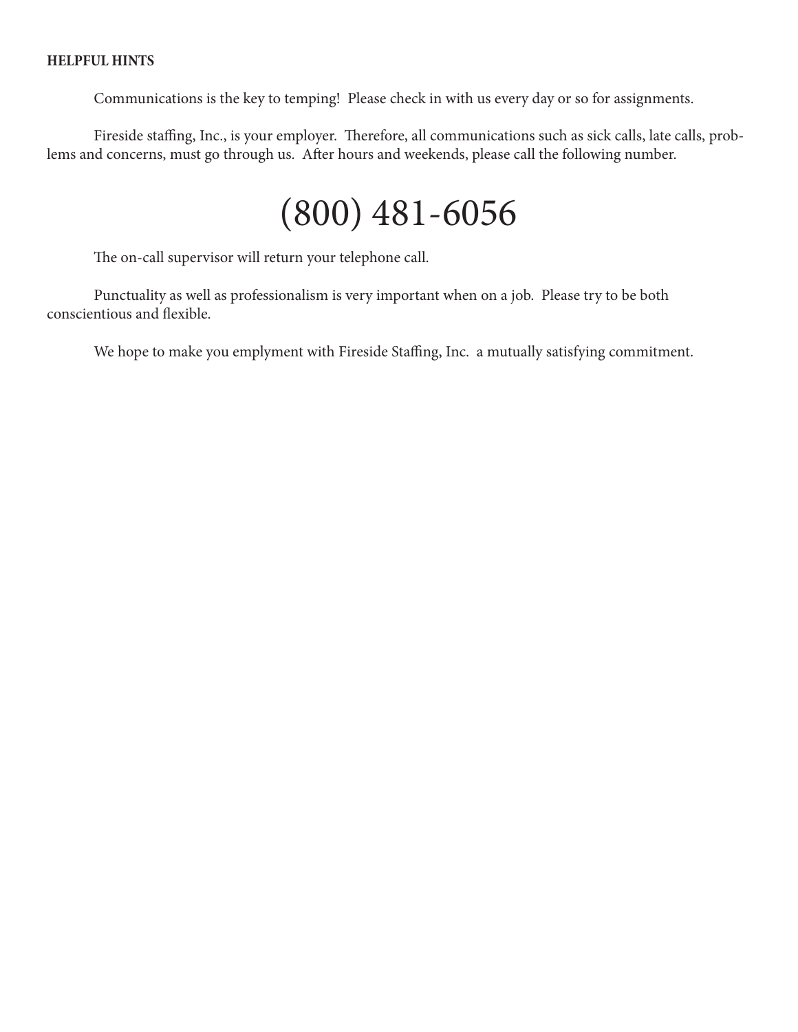**HELPFUL HINTS**

Communications is the key to temping! Please check in with us every day or so for assignments.

Fireside staffing, Inc., is your employer. Therefore, all communications such as sick calls, late calls, problems and concerns, must go through us. After hours and weekends, please call the following number.

# (800) 481-6056

The on-call supervisor will return your telephone call.

Punctuality as well as professionalism is very important when on a job. Please try to be both conscientious and flexible.

We hope to make you emplyment with Fireside Staffing, Inc. a mutually satisfying commitment.